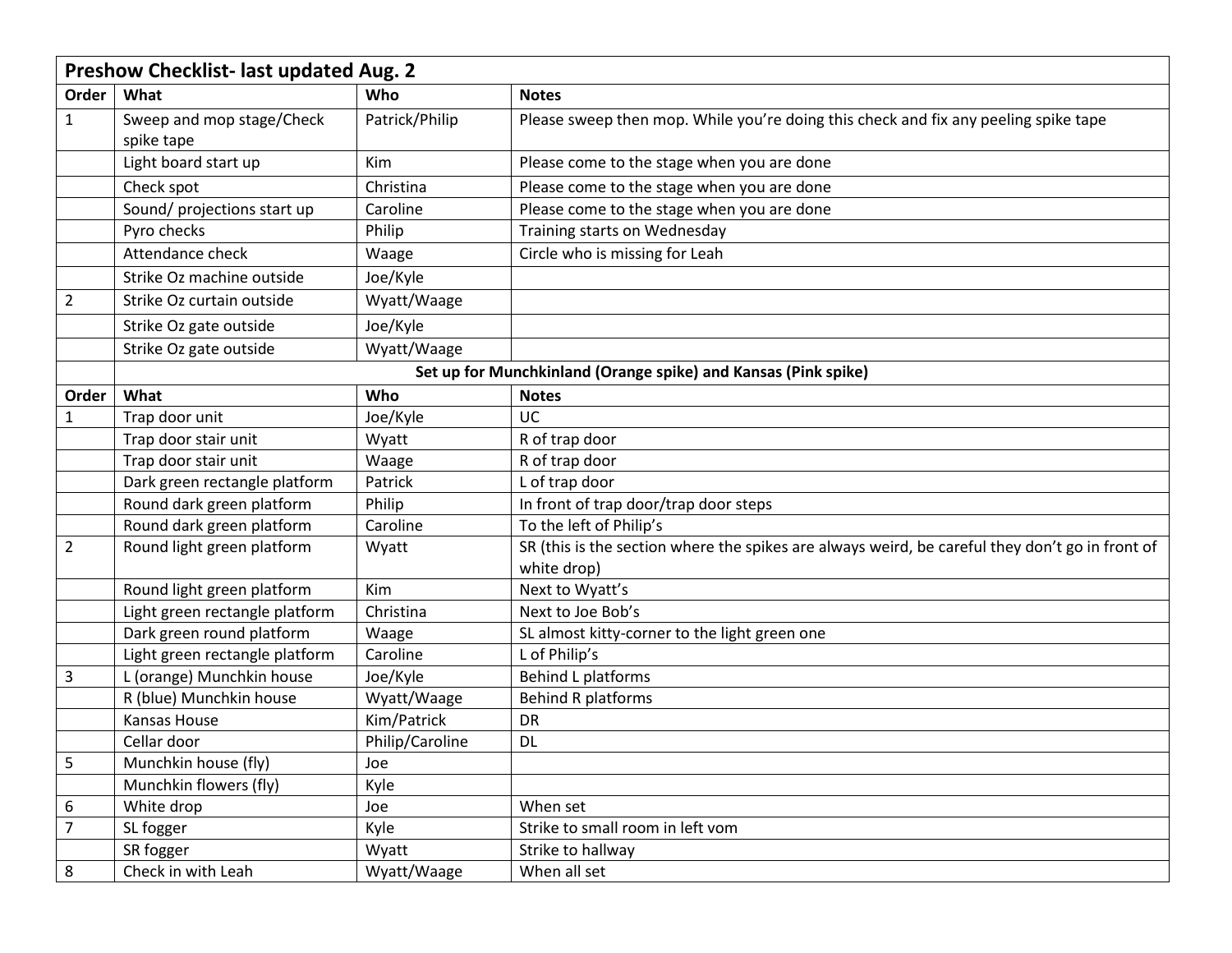| Preshow Checklist- last updated Aug. 2 | | | |
|---|---|---|---|
| **Order** | **What** | **Who** | **Notes** |
| 1 | Sweep and mop stage/Check spike tape | Patrick/Philip | Please sweep then mop. While you're doing this check and fix any peeling spike tape |
| | Light board start up | Kim | Please come to the stage when you are done |
| | Check spot | Christina | Please come to the stage when you are done |
| | Sound/ projections start up | Caroline | Please come to the stage when you are done |
| | Pyro checks | Philip | Training starts on Wednesday |
| | Attendance check | Waage | Circle who is missing for Leah |
| | Strike Oz machine outside | Joe/Kyle | |
| 2 | Strike Oz curtain outside | Wyatt/Waage | |
| | Strike Oz gate outside | Joe/Kyle | |
| | Strike Oz gate outside | Wyatt/Waage | |
| | **Set up for Munchkinland (Orange spike) and Kansas (Pink spike)** | | |
| **Order** | **What** | **Who** | **Notes** |
| 1 | Trap door unit | Joe/Kyle | UC |
| | Trap door stair unit | Wyatt | R of trap door |
| | Trap door stair unit | Waage | R of trap door |
| | Dark green rectangle platform | Patrick | L of trap door |
| | Round dark green platform | Philip | In front of trap door/trap door steps |
| | Round dark green platform | Caroline | To the left of Philip's |
| 2 | Round light green platform | Wyatt | SR (this is the section where the spikes are always weird, be careful they don't go in front of white drop) |
| | Round light green platform | Kim | Next to Wyatt's |
| | Light green rectangle platform | Christina | Next to Joe Bob's |
| | Dark green round platform | Waage | SL almost kitty-corner to the light green one |
| | Light green rectangle platform | Caroline | L of Philip's |
| 3 | L (orange) Munchkin house | Joe/Kyle | Behind L platforms |
| | R (blue) Munchkin house | Wyatt/Waage | Behind R platforms |
| | Kansas House | Kim/Patrick | DR |
| | Cellar door | Philip/Caroline | DL |
| 5 | Munchkin house (fly) | Joe | |
| | Munchkin flowers (fly) | Kyle | |
| 6 | White drop | Joe | When set |
| 7 | SL fogger | Kyle | Strike to small room in left vom |
| | SR fogger | Wyatt | Strike to hallway |
| 8 | Check in with Leah | Wyatt/Waage | When all set |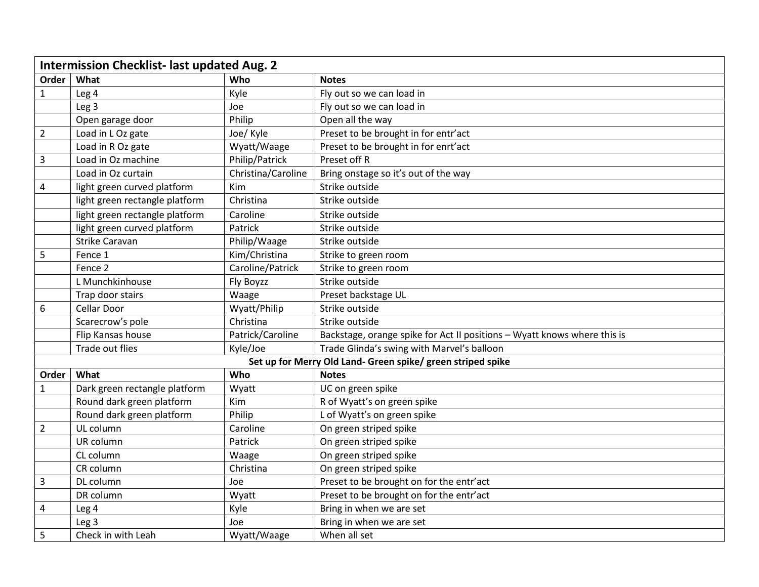## Intermission Checklist- last updated Aug. 2

| Order | What | Who | Notes |
|---|---|---|---|
| 1 | Leg 4 | Kyle | Fly out so we can load in |
| | Leg 3 | Joe | Fly out so we can load in |
| | Open garage door | Philip | Open all the way |
| 2 | Load in L Oz gate | Joe/ Kyle | Preset to be brought in for entr'act |
| | Load in R Oz gate | Wyatt/Waage | Preset to be brought in for enrt'act |
| 3 | Load in Oz machine | Philip/Patrick | Preset off R |
| | Load in Oz curtain | Christina/Caroline | Bring onstage so it's out of the way |
| 4 | light green curved platform | Kim | Strike outside |
| | light green rectangle platform | Christina | Strike outside |
| | light green rectangle platform | Caroline | Strike outside |
| | light green curved platform | Patrick | Strike outside |
| | Strike Caravan | Philip/Waage | Strike outside |
| 5 | Fence 1 | Kim/Christina | Strike to green room |
| | Fence 2 | Caroline/Patrick | Strike to green room |
| | L Munchkinhouse | Fly Boyzz | Strike outside |
| | Trap door stairs | Waage | Preset backstage UL |
| 6 | Cellar Door | Wyatt/Philip | Strike outside |
| | Scarecrow's pole | Christina | Strike outside |
| | Flip Kansas house | Patrick/Caroline | Backstage, orange spike for Act II positions – Wyatt knows where this is |
| | Trade out flies | Kyle/Joe | Trade Glinda's swing with Marvel's balloon |
| | | **Set up for Merry Old Land- Green spike/ green striped spike** | |
| **Order** | **What** | **Who** | **Notes** |
| 1 | Dark green rectangle platform | Wyatt | UC on green spike |
| | Round dark green platform | Kim | R of Wyatt's on green spike |
| | Round dark green platform | Philip | L of Wyatt's on green spike |
| 2 | UL column | Caroline | On green striped spike |
| | UR column | Patrick | On green striped spike |
| | CL column | Waage | On green striped spike |
| | CR column | Christina | On green striped spike |
| 3 | DL column | Joe | Preset to be brought on for the entr'act |
| | DR column | Wyatt | Preset to be brought on for the entr'act |
| 4 | Leg 4 | Kyle | Bring in when we are set |
| | Leg 3 | Joe | Bring in when we are set |
| 5 | Check in with Leah | Wyatt/Waage | When all set |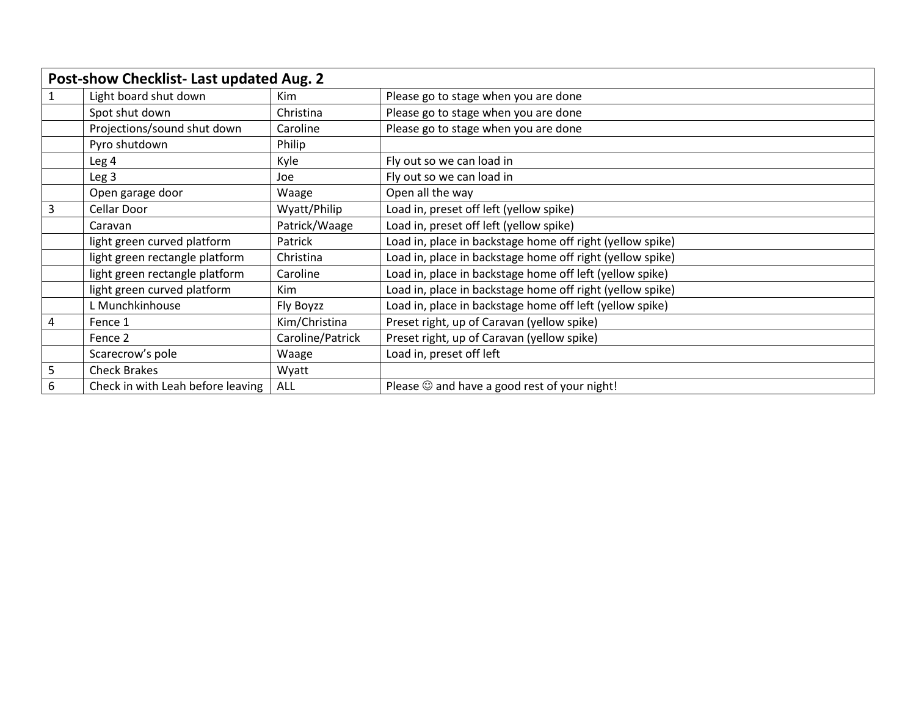| **Post-show Checklist- Last updated Aug. 2** | | | |
|---|---|---|---|
| 1 | Light board shut down | Kim | Please go to stage when you are done |
| | Spot shut down | Christina | Please go to stage when you are done |
| | Projections/sound shut down | Caroline | Please go to stage when you are done |
| | Pyro shutdown | Philip | |
| | Leg 4 | Kyle | Fly out so we can load in |
| | Leg 3 | Joe | Fly out so we can load in |
| | Open garage door | Waage | Open all the way |
| 3 | Cellar Door | Wyatt/Philip | Load in, preset off left (yellow spike) |
| | Caravan | Patrick/Waage | Load in, preset off left (yellow spike) |
| | light green curved platform | Patrick | Load in, place in backstage home off right (yellow spike) |
| | light green rectangle platform | Christina | Load in, place in backstage home off right (yellow spike) |
| | light green rectangle platform | Caroline | Load in, place in backstage home off left (yellow spike) |
| | light green curved platform | Kim | Load in, place in backstage home off right (yellow spike) |
| | L Munchkinhouse | Fly Boyzz | Load in, place in backstage home off left (yellow spike) |
| 4 | Fence 1 | Kim/Christina | Preset right, up of Caravan (yellow spike) |
| | Fence 2 | Caroline/Patrick | Preset right, up of Caravan (yellow spike) |
| | Scarecrow's pole | Waage | Load in, preset off left |
| 5 | Check Brakes | Wyatt | |
| 6 | Check in with Leah before leaving | ALL | Please ☺ and have a good rest of your night! |